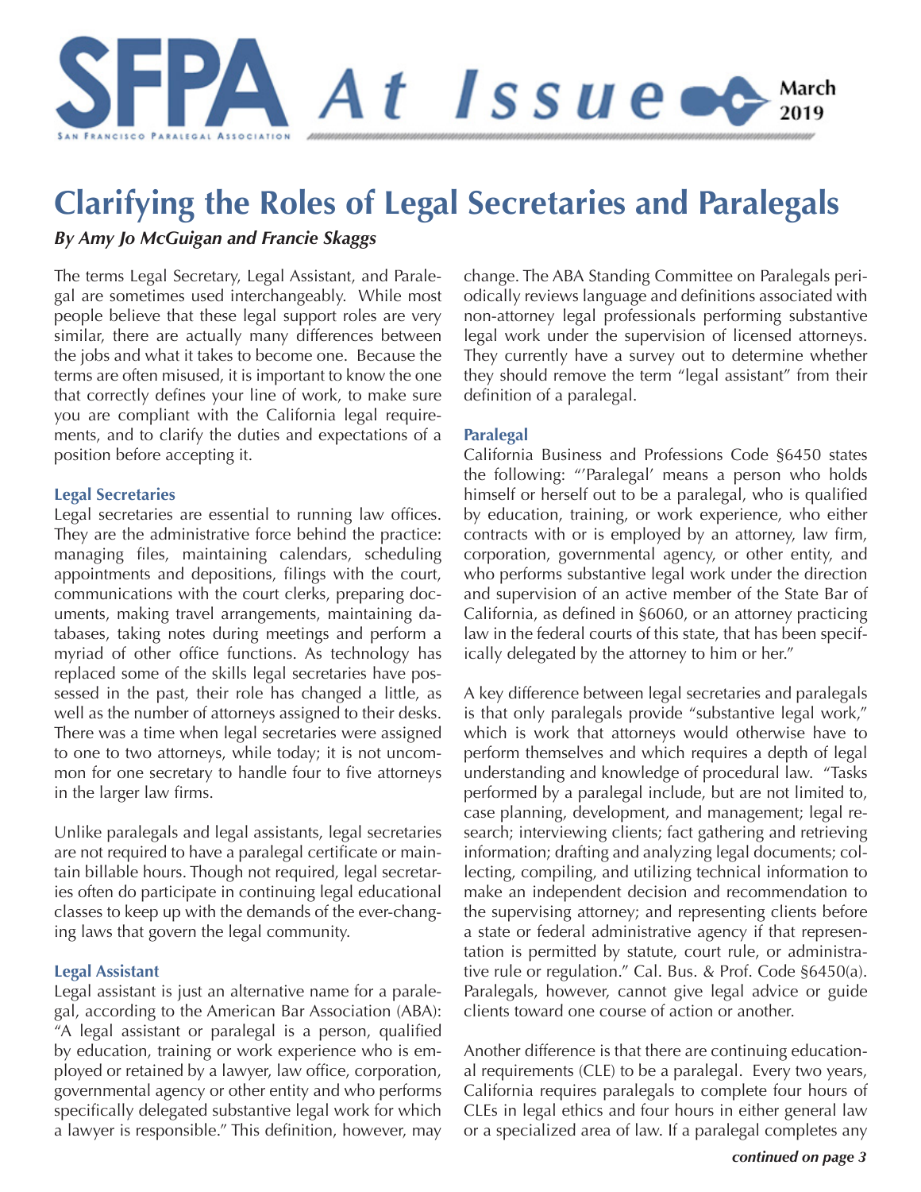# SFPA At Issue

SAN FRANCISCO PARALEGAL ASSOCIATION

March 2019

## Clarifying the Roles of Legal Secretaries and Paralegals

***By Amy Jo McGuigan and Francie Skaggs***

The terms Legal Secretary, Legal Assistant, and Paralegal are sometimes used interchangeably. While most people believe that these legal support roles are very similar, there are actually many differences between the jobs and what it takes to become one. Because the terms are often misused, it is important to know the one that correctly defines your line of work, to make sure you are compliant with the California legal requirements, and to clarify the duties and expectations of a position before accepting it.

### Legal Secretaries

Legal secretaries are essential to running law offices. They are the administrative force behind the practice: managing files, maintaining calendars, scheduling appointments and depositions, filings with the court, communications with the court clerks, preparing documents, making travel arrangements, maintaining databases, taking notes during meetings and perform a myriad of other office functions. As technology has replaced some of the skills legal secretaries have possessed in the past, their role has changed a little, as well as the number of attorneys assigned to their desks. There was a time when legal secretaries were assigned to one to two attorneys, while today; it is not uncommon for one secretary to handle four to five attorneys in the larger law firms.

Unlike paralegals and legal assistants, legal secretaries are not required to have a paralegal certificate or maintain billable hours. Though not required, legal secretaries often do participate in continuing legal educational classes to keep up with the demands of the ever-changing laws that govern the legal community.

### Legal Assistant

Legal assistant is just an alternative name for a paralegal, according to the American Bar Association (ABA): "A legal assistant or paralegal is a person, qualified by education, training or work experience who is employed or retained by a lawyer, law office, corporation, governmental agency or other entity and who performs specifically delegated substantive legal work for which a lawyer is responsible." This definition, however, may change. The ABA Standing Committee on Paralegals periodically reviews language and definitions associated with non-attorney legal professionals performing substantive legal work under the supervision of licensed attorneys. They currently have a survey out to determine whether they should remove the term "legal assistant" from their definition of a paralegal.

### Paralegal

California Business and Professions Code §6450 states the following: "'Paralegal' means a person who holds himself or herself out to be a paralegal, who is qualified by education, training, or work experience, who either contracts with or is employed by an attorney, law firm, corporation, governmental agency, or other entity, and who performs substantive legal work under the direction and supervision of an active member of the State Bar of California, as defined in §6060, or an attorney practicing law in the federal courts of this state, that has been specifically delegated by the attorney to him or her."

A key difference between legal secretaries and paralegals is that only paralegals provide "substantive legal work," which is work that attorneys would otherwise have to perform themselves and which requires a depth of legal understanding and knowledge of procedural law. "Tasks performed by a paralegal include, but are not limited to, case planning, development, and management; legal research; interviewing clients; fact gathering and retrieving information; drafting and analyzing legal documents; collecting, compiling, and utilizing technical information to make an independent decision and recommendation to the supervising attorney; and representing clients before a state or federal administrative agency if that representation is permitted by statute, court rule, or administrative rule or regulation." Cal. Bus. & Prof. Code §6450(a). Paralegals, however, cannot give legal advice or guide clients toward one course of action or another.

Another difference is that there are continuing educational requirements (CLE) to be a paralegal. Every two years, California requires paralegals to complete four hours of CLEs in legal ethics and four hours in either general law or a specialized area of law. If a paralegal completes any

***continued on page 3***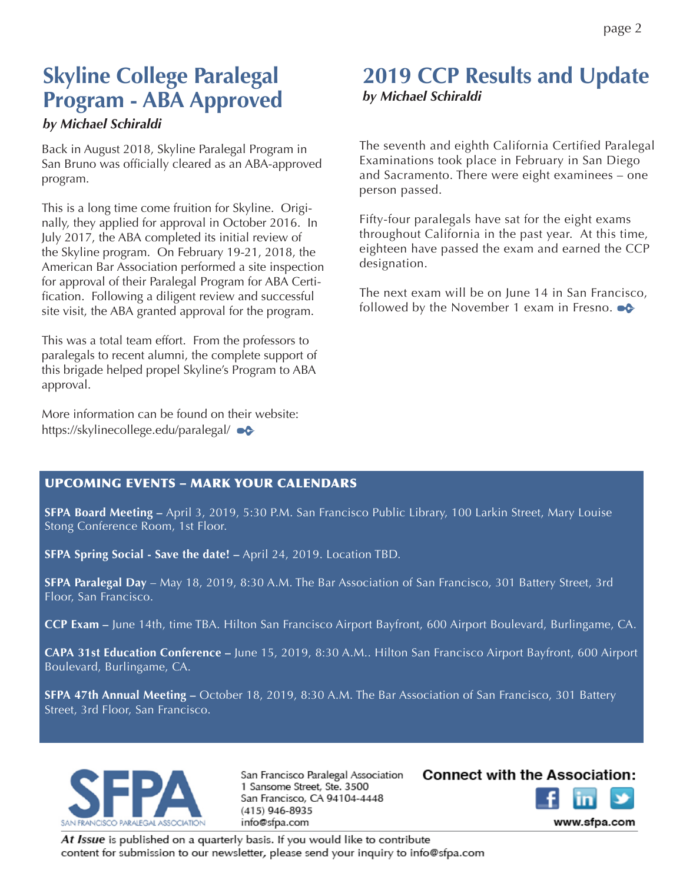## Skyline College Paralegal Program - ABA Approved

***by Michael Schiraldi***

Back in August 2018, Skyline Paralegal Program in San Bruno was officially cleared as an ABA-approved program.

This is a long time come fruition for Skyline. Originally, they applied for approval in October 2016. In July 2017, the ABA completed its initial review of the Skyline program. On February 19-21, 2018, the American Bar Association performed a site inspection for approval of their Paralegal Program for ABA Certification. Following a diligent review and successful site visit, the ABA granted approval for the program.

This was a total team effort. From the professors to paralegals to recent alumni, the complete support of this brigade helped propel Skyline's Program to ABA approval.

More information can be found on their website: https://skylinecollege.edu/paralegal/

## 2019 CCP Results and Update

***by Michael Schiraldi***

The seventh and eighth California Certified Paralegal Examinations took place in February in San Diego and Sacramento. There were eight examinees – one person passed.

Fifty-four paralegals have sat for the eight exams throughout California in the past year. At this time, eighteen have passed the exam and earned the CCP designation.

The next exam will be on June 14 in San Francisco, followed by the November 1 exam in Fresno.

### UPCOMING EVENTS – MARK YOUR CALENDARS

**SFPA Board Meeting –** April 3, 2019, 5:30 P.M. San Francisco Public Library, 100 Larkin Street, Mary Louise Stong Conference Room, 1st Floor.

**SFPA Spring Social - Save the date! –** April 24, 2019. Location TBD.

**SFPA Paralegal Day** – May 18, 2019, 8:30 A.M. The Bar Association of San Francisco, 301 Battery Street, 3rd Floor, San Francisco.

**CCP Exam –** June 14th, time TBA. Hilton San Francisco Airport Bayfront, 600 Airport Boulevard, Burlingame, CA.

**CAPA 31st Education Conference –** June 15, 2019, 8:30 A.M.. Hilton San Francisco Airport Bayfront, 600 Airport Boulevard, Burlingame, CA.

**SFPA 47th Annual Meeting –** October 18, 2019, 8:30 A.M. The Bar Association of San Francisco, 301 Battery Street, 3rd Floor, San Francisco.

SFPA
SAN FRANCISCO PARALEGAL ASSOCIATION

San Francisco Paralegal Association
1 Sansome Street, Ste. 3500
San Francisco, CA 94104-4448
(415) 946-8935
info@sfpa.com

**Connect with the Association:**

**www.sfpa.com**

*At Issue* is published on a quarterly basis. If you would like to contribute content for submission to our newsletter, please send your inquiry to info@sfpa.com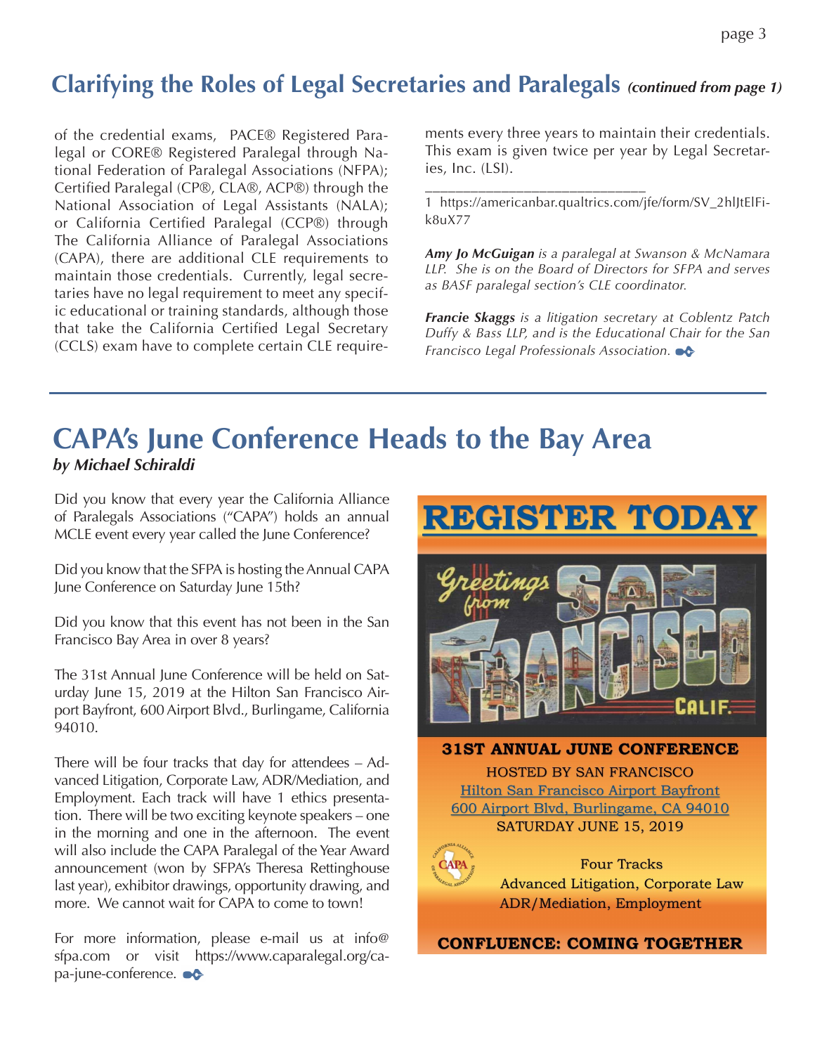## Clarifying the Roles of Legal Secretaries and Paralegals *(continued from page 1)*

of the credential exams, PACE® Registered Paralegal or CORE® Registered Paralegal through National Federation of Paralegal Associations (NFPA); Certified Paralegal (CP®, CLA®, ACP®) through the National Association of Legal Assistants (NALA); or California Certified Paralegal (CCP®) through The California Alliance of Paralegal Associations (CAPA), there are additional CLE requirements to maintain those credentials. Currently, legal secretaries have no legal requirement to meet any specific educational or training standards, although those that take the California Certified Legal Secretary (CCLS) exam have to complete certain CLE requirements every three years to maintain their credentials. This exam is given twice per year by Legal Secretaries, Inc. (LSI).

______________________________

1 https://americanbar.qualtrics.com/jfe/form/SV_2hlJtElFik8uX77

***Amy Jo McGuigan** is a paralegal at Swanson & McNamara LLP. She is on the Board of Directors for SFPA and serves as BASF paralegal section's CLE coordinator.*

***Francie Skaggs** is a litigation secretary at Coblentz Patch Duffy & Bass LLP, and is the Educational Chair for the San Francisco Legal Professionals Association.*

## CAPA's June Conference Heads to the Bay Area

***by Michael Schiraldi***

Did you know that every year the California Alliance of Paralegals Associations ("CAPA") holds an annual MCLE event every year called the June Conference?

Did you know that the SFPA is hosting the Annual CAPA June Conference on Saturday June 15th?

Did you know that this event has not been in the San Francisco Bay Area in over 8 years?

The 31st Annual June Conference will be held on Saturday June 15, 2019 at the Hilton San Francisco Airport Bayfront, 600 Airport Blvd., Burlingame, California 94010.

There will be four tracks that day for attendees – Advanced Litigation, Corporate Law, ADR/Mediation, and Employment. Each track will have 1 ethics presentation. There will be two exciting keynote speakers – one in the morning and one in the afternoon. The event will also include the CAPA Paralegal of the Year Award announcement (won by SFPA's Theresa Rettinghouse last year), exhibitor drawings, opportunity drawing, and more. We cannot wait for CAPA to come to town!

For more information, please e-mail us at info@sfpa.com or visit https://www.caparalegal.org/capa-june-conference.

**REGISTER TODAY**

Greetings from San Francisco Calif.

**31ST ANNUAL JUNE CONFERENCE**

HOSTED BY SAN FRANCISCO

Hilton San Francisco Airport Bayfront

600 Airport Blvd, Burlingame, CA 94010

SATURDAY JUNE 15, 2019

Four Tracks

Advanced Litigation, Corporate Law

ADR/Mediation, Employment

**CONFLUENCE: COMING TOGETHER**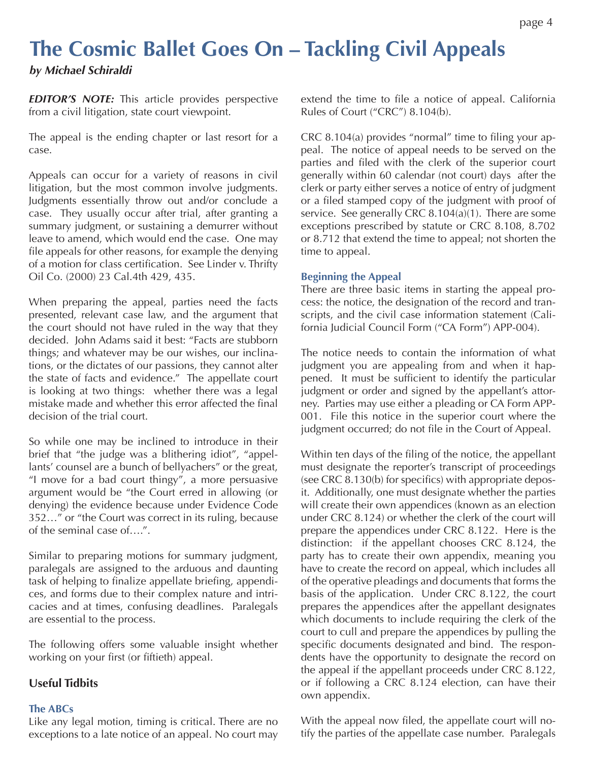# The Cosmic Ballet Goes On – Tackling Civil Appeals

***by Michael Schiraldi***

***EDITOR'S NOTE:*** This article provides perspective from a civil litigation, state court viewpoint.

The appeal is the ending chapter or last resort for a case.

Appeals can occur for a variety of reasons in civil litigation, but the most common involve judgments. Judgments essentially throw out and/or conclude a case. They usually occur after trial, after granting a summary judgment, or sustaining a demurrer without leave to amend, which would end the case. One may file appeals for other reasons, for example the denying of a motion for class certification. See Linder v. Thrifty Oil Co. (2000) 23 Cal.4th 429, 435.

When preparing the appeal, parties need the facts presented, relevant case law, and the argument that the court should not have ruled in the way that they decided. John Adams said it best: "Facts are stubborn things; and whatever may be our wishes, our inclinations, or the dictates of our passions, they cannot alter the state of facts and evidence." The appellate court is looking at two things: whether there was a legal mistake made and whether this error affected the final decision of the trial court.

So while one may be inclined to introduce in their brief that "the judge was a blithering idiot", "appellants' counsel are a bunch of bellyachers" or the great, "I move for a bad court thingy", a more persuasive argument would be "the Court erred in allowing (or denying) the evidence because under Evidence Code 352…" or "the Court was correct in its ruling, because of the seminal case of….".

Similar to preparing motions for summary judgment, paralegals are assigned to the arduous and daunting task of helping to finalize appellate briefing, appendices, and forms due to their complex nature and intricacies and at times, confusing deadlines. Paralegals are essential to the process.

The following offers some valuable insight whether working on your first (or fiftieth) appeal.

## Useful Tidbits

### The ABCs

Like any legal motion, timing is critical. There are no exceptions to a late notice of an appeal. No court may extend the time to file a notice of appeal. California Rules of Court ("CRC") 8.104(b).

CRC 8.104(a) provides "normal" time to filing your appeal. The notice of appeal needs to be served on the parties and filed with the clerk of the superior court generally within 60 calendar (not court) days after the clerk or party either serves a notice of entry of judgment or a filed stamped copy of the judgment with proof of service. See generally CRC 8.104(a)(1). There are some exceptions prescribed by statute or CRC 8.108, 8.702 or 8.712 that extend the time to appeal; not shorten the time to appeal.

### Beginning the Appeal

There are three basic items in starting the appeal process: the notice, the designation of the record and transcripts, and the civil case information statement (California Judicial Council Form ("CA Form") APP-004).

The notice needs to contain the information of what judgment you are appealing from and when it happened. It must be sufficient to identify the particular judgment or order and signed by the appellant's attorney. Parties may use either a pleading or CA Form APP-001. File this notice in the superior court where the judgment occurred; do not file in the Court of Appeal.

Within ten days of the filing of the notice, the appellant must designate the reporter's transcript of proceedings (see CRC 8.130(b) for specifics) with appropriate deposit. Additionally, one must designate whether the parties will create their own appendices (known as an election under CRC 8.124) or whether the clerk of the court will prepare the appendices under CRC 8.122. Here is the distinction: if the appellant chooses CRC 8.124, the party has to create their own appendix, meaning you have to create the record on appeal, which includes all of the operative pleadings and documents that forms the basis of the application. Under CRC 8.122, the court prepares the appendices after the appellant designates which documents to include requiring the clerk of the court to cull and prepare the appendices by pulling the specific documents designated and bind. The respondents have the opportunity to designate the record on the appeal if the appellant proceeds under CRC 8.122, or if following a CRC 8.124 election, can have their own appendix.

With the appeal now filed, the appellate court will notify the parties of the appellate case number. Paralegals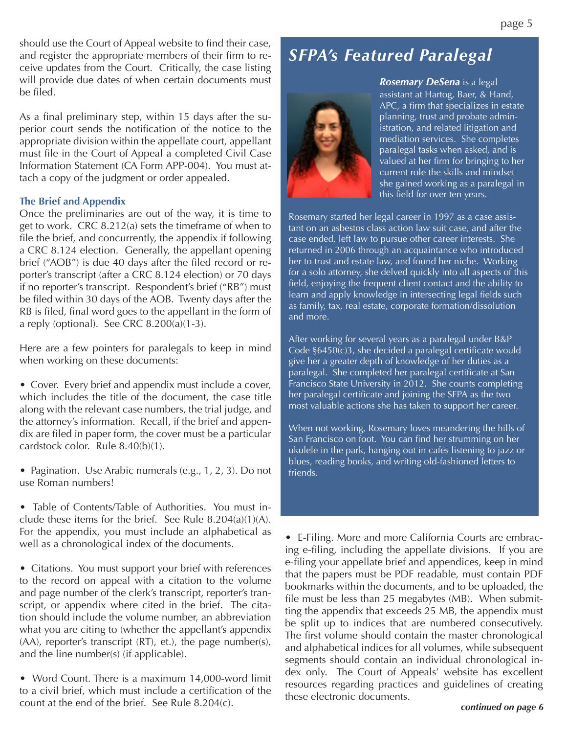should use the Court of Appeal website to find their case, and register the appropriate members of their firm to receive updates from the Court. Critically, the case listing will provide due dates of when certain documents must be filed.

As a final preliminary step, within 15 days after the superior court sends the notification of the notice to the appropriate division within the appellate court, appellant must file in the Court of Appeal a completed Civil Case Information Statement (CA Form APP-004). You must attach a copy of the judgment or order appealed.

### The Brief and Appendix

Once the preliminaries are out of the way, it is time to get to work. CRC 8.212(a) sets the timeframe of when to file the brief, and concurrently, the appendix if following a CRC 8.124 election. Generally, the appellant opening brief ("AOB") is due 40 days after the filed record or reporter's transcript (after a CRC 8.124 election) or 70 days if no reporter's transcript. Respondent's brief ("RB") must be filed within 30 days of the AOB. Twenty days after the RB is filed, final word goes to the appellant in the form of a reply (optional). See CRC 8.200(a)(1-3).

Here are a few pointers for paralegals to keep in mind when working on these documents:

- Cover. Every brief and appendix must include a cover, which includes the title of the document, the case title along with the relevant case numbers, the trial judge, and the attorney's information. Recall, if the brief and appendix are filed in paper form, the cover must be a particular cardstock color. Rule 8.40(b)(1).

- Pagination. Use Arabic numerals (e.g., 1, 2, 3). Do not use Roman numbers!

- Table of Contents/Table of Authorities. You must include these items for the brief. See Rule 8.204(a)(1)(A). For the appendix, you must include an alphabetical as well as a chronological index of the documents.

- Citations. You must support your brief with references to the record on appeal with a citation to the volume and page number of the clerk's transcript, reporter's transcript, or appendix where cited in the brief. The citation should include the volume number, an abbreviation what you are citing to (whether the appellant's appendix (AA), reporter's transcript (RT), et.), the page number(s), and the line number(s) (if applicable).

- Word Count. There is a maximum 14,000-word limit to a civil brief, which must include a certification of the count at the end of the brief. See Rule 8.204(c).

- E-Filing. More and more California Courts are embracing e-filing, including the appellate divisions. If you are e-filing your appellate brief and appendices, keep in mind that the papers must be PDF readable, must contain PDF bookmarks within the documents, and to be uploaded, the file must be less than 25 megabytes (MB). When submitting the appendix that exceeds 25 MB, the appendix must be split up to indices that are numbered consecutively. The first volume should contain the master chronological and alphabetical indices for all volumes, while subsequent segments should contain an individual chronological index only. The Court of Appeals' website has excellent resources regarding practices and guidelines of creating these electronic documents.

***continued on page 6***

## *SFPA's Featured Paralegal*

***Rosemary DeSena*** is a legal assistant at Hartog, Baer, & Hand, APC, a firm that specializes in estate planning, trust and probate administration, and related litigation and mediation services. She completes paralegal tasks when asked, and is valued at her firm for bringing to her current role the skills and mindset she gained working as a paralegal in this field for over ten years.

Rosemary started her legal career in 1997 as a case assistant on an asbestos class action law suit case, and after the case ended, left law to pursue other career interests. She returned in 2006 through an acquaintance who introduced her to trust and estate law, and found her niche. Working for a solo attorney, she delved quickly into all aspects of this field, enjoying the frequent client contact and the ability to learn and apply knowledge in intersecting legal fields such as family, tax, real estate, corporate formation/dissolution and more.

After working for several years as a paralegal under B&P Code §6450(c)3, she decided a paralegal certificate would give her a greater depth of knowledge of her duties as a paralegal. She completed her paralegal certificate at San Francisco State University in 2012. She counts completing her paralegal certificate and joining the SFPA as the two most valuable actions she has taken to support her career.

When not working, Rosemary loves meandering the hills of San Francisco on foot. You can find her strumming on her ukulele in the park, hanging out in cafes listening to jazz or blues, reading books, and writing old-fashioned letters to friends.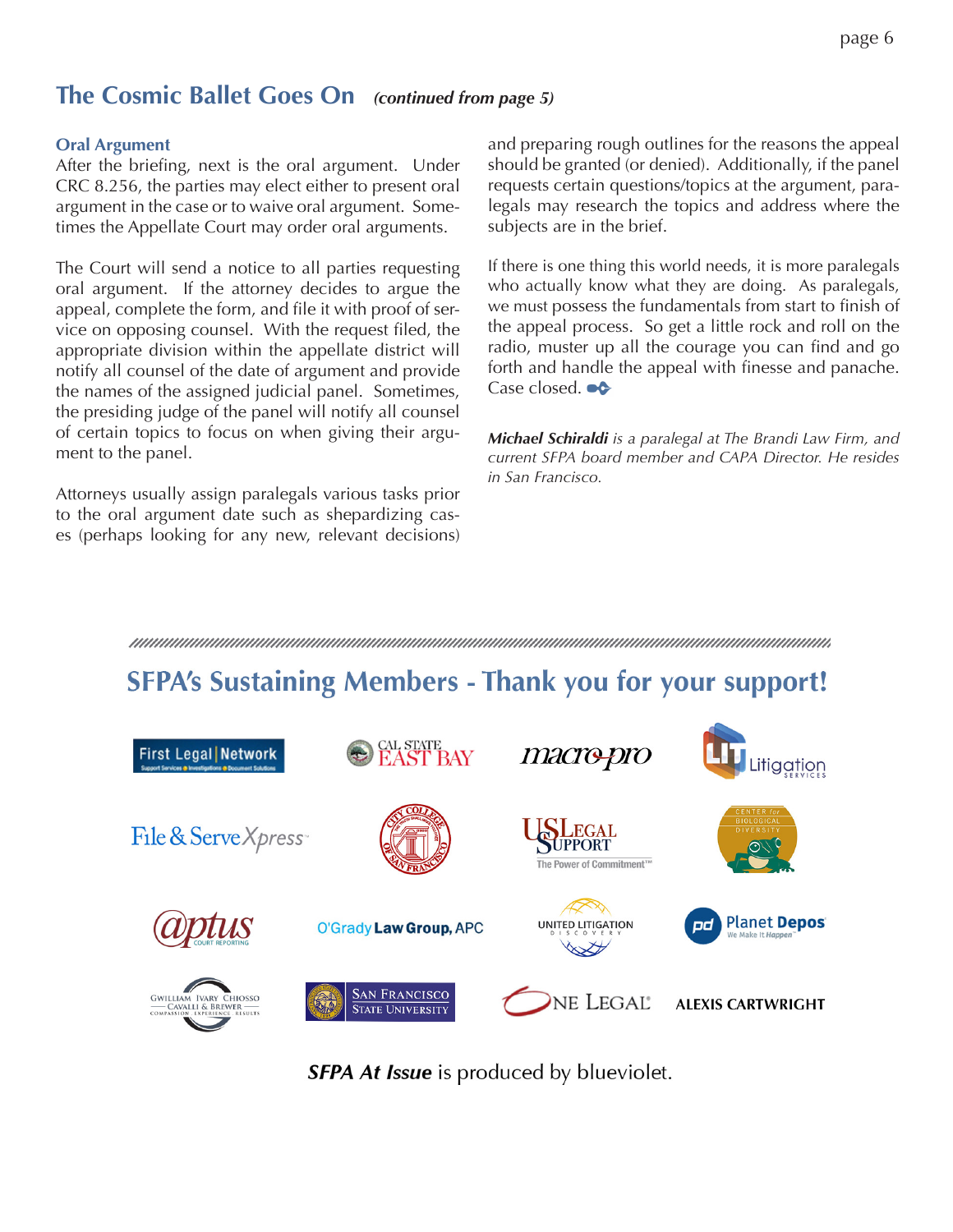## The Cosmic Ballet Goes On *(continued from page 5)*

### Oral Argument

After the briefing, next is the oral argument. Under CRC 8.256, the parties may elect either to present oral argument in the case or to waive oral argument. Sometimes the Appellate Court may order oral arguments.

The Court will send a notice to all parties requesting oral argument. If the attorney decides to argue the appeal, complete the form, and file it with proof of service on opposing counsel. With the request filed, the appropriate division within the appellate district will notify all counsel of the date of argument and provide the names of the assigned judicial panel. Sometimes, the presiding judge of the panel will notify all counsel of certain topics to focus on when giving their argument to the panel.

Attorneys usually assign paralegals various tasks prior to the oral argument date such as shepardizing cases (perhaps looking for any new, relevant decisions) and preparing rough outlines for the reasons the appeal should be granted (or denied). Additionally, if the panel requests certain questions/topics at the argument, paralegals may research the topics and address where the subjects are in the brief.

If there is one thing this world needs, it is more paralegals who actually know what they are doing. As paralegals, we must possess the fundamentals from start to finish of the appeal process. So get a little rock and roll on the radio, muster up all the courage you can find and go forth and handle the appeal with finesse and panache. Case closed.

***Michael Schiraldi** is a paralegal at The Brandi Law Firm, and current SFPA board member and CAPA Director. He resides in San Francisco.*

## SFPA's Sustaining Members - Thank you for your support!

- First Legal Network
- Cal State East Bay
- macro-pro
- LIT Litigation Services
- File & ServeXpress
- City College of San Francisco
- US Legal Support – The Power of Commitment™
- Center for Biological Diversity
- aptus Court Reporting
- O'Grady Law Group, APC
- United Litigation Discovery
- Planet Depos – We Make It Happen
- Gwilliam Ivary Chiosso Cavalli & Brewer
- San Francisco State University
- One Legal
- Alexis Cartwright

***SFPA At Issue*** is produced by blueviolet.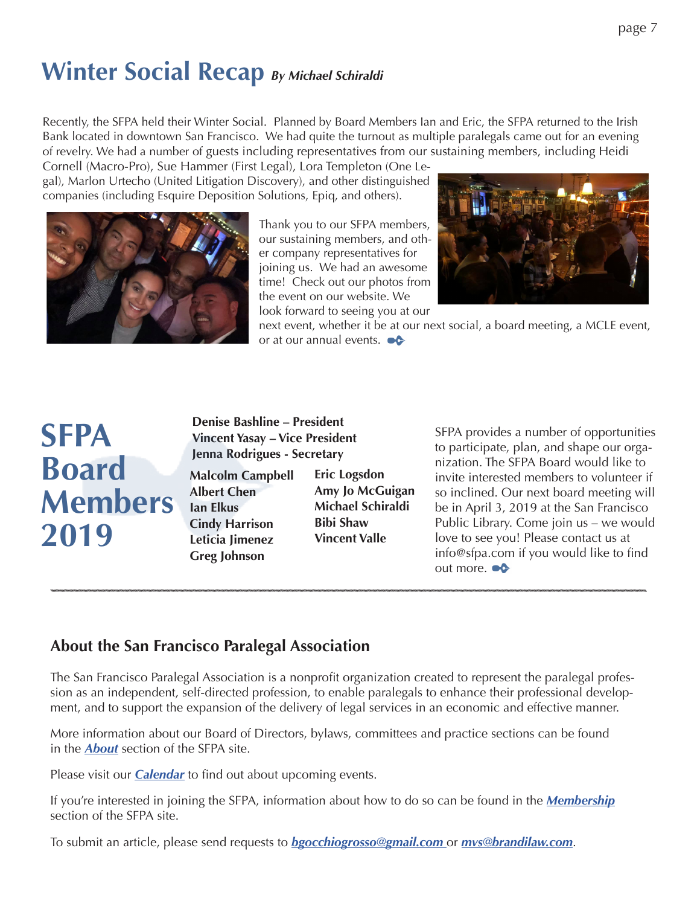# Winter Social Recap *By Michael Schiraldi*

Recently, the SFPA held their Winter Social. Planned by Board Members Ian and Eric, the SFPA returned to the Irish Bank located in downtown San Francisco. We had quite the turnout as multiple paralegals came out for an evening of revelry. We had a number of guests including representatives from our sustaining members, including Heidi Cornell (Macro-Pro), Sue Hammer (First Legal), Lora Templeton (One Legal), Marlon Urtecho (United Litigation Discovery), and other distinguished companies (including Esquire Deposition Solutions, Epiq, and others).

Thank you to our SFPA members, our sustaining members, and other company representatives for joining us. We had an awesome time! Check out our photos from the event on our website. We look forward to seeing you at our next event, whether it be at our next social, a board meeting, a MCLE event, or at our annual events.

# SFPA Board Members 2019

**Denise Bashline – President**
**Vincent Yasay – Vice President**
**Jenna Rodrigues - Secretary**

**Malcolm Campbell**
**Albert Chen**
**Ian Elkus**
**Cindy Harrison**
**Leticia Jimenez**
**Greg Johnson**
**Eric Logsdon**
**Amy Jo McGuigan**
**Michael Schiraldi**
**Bibi Shaw**
**Vincent Valle**

SFPA provides a number of opportunities to participate, plan, and shape our organization. The SFPA Board would like to invite interested members to volunteer if so inclined. Our next board meeting will be in April 3, 2019 at the San Francisco Public Library. Come join us – we would love to see you! Please contact us at info@sfpa.com if you would like to find out more.

---

## About the San Francisco Paralegal Association

The San Francisco Paralegal Association is a nonprofit organization created to represent the paralegal profession as an independent, self-directed profession, to enable paralegals to enhance their professional development, and to support the expansion of the delivery of legal services in an economic and effective manner.

More information about our Board of Directors, bylaws, committees and practice sections can be found in the ***About*** section of the SFPA site.

Please visit our ***Calendar*** to find out about upcoming events.

If you're interested in joining the SFPA, information about how to do so can be found in the ***Membership*** section of the SFPA site.

To submit an article, please send requests to ***bgocchiogrosso@gmail.com*** or ***mvs@brandilaw.com***.